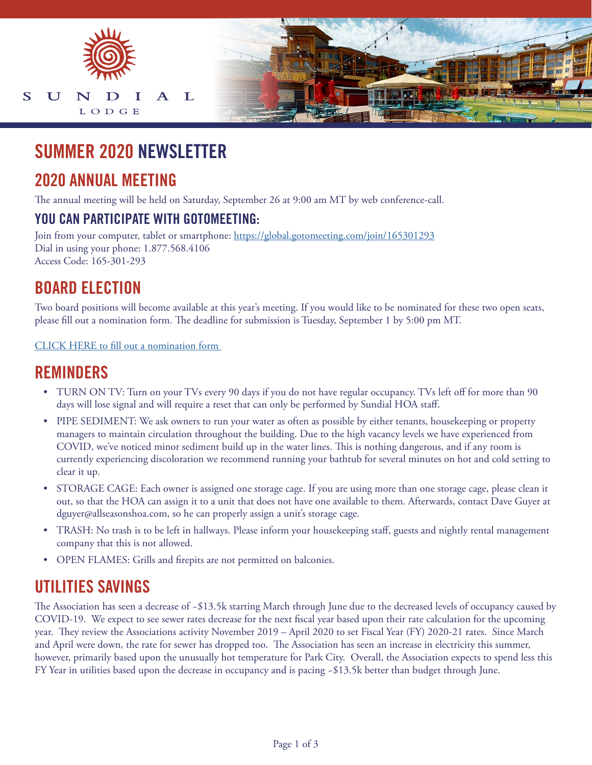SUNDIAL LODGE

# SUMMER 2020 NEWSLETTER

## 2020 ANNUAL MEETING

The annual meeting will be held on Saturday, September 26 at 9:00 am MT by web conference-call.

### YOU CAN PARTICIPATE WITH GOTOMEETING:

Join from your computer, tablet or smartphone: [https://global.gotomeeting.com/join/165301293](https://global.gotomeeting.com/join/165301293)
Dial in using your phone: 1.877.568.4106
Access Code: 165-301-293

## BOARD ELECTION

Two board positions will become available at this year's meeting. If you would like to be nominated for these two open seats, please fill out a nomination form. The deadline for submission is Tuesday, September 1 by 5:00 pm MT.

CLICK HERE to fill out a nomination form

## REMINDERS

- TURN ON TV: Turn on your TVs every 90 days if you do not have regular occupancy. TVs left off for more than 90 days will lose signal and will require a reset that can only be performed by Sundial HOA staff.
- PIPE SEDIMENT: We ask owners to run your water as often as possible by either tenants, housekeeping or property managers to maintain circulation throughout the building. Due to the high vacancy levels we have experienced from COVID, we've noticed minor sediment build up in the water lines. This is nothing dangerous, and if any room is currently experiencing discoloration we recommend running your bathtub for several minutes on hot and cold setting to clear it up.
- STORAGE CAGE: Each owner is assigned one storage cage. If you are using more than one storage cage, please clean it out, so that the HOA can assign it to a unit that does not have one available to them. Afterwards, contact Dave Guyer at dguyer@allseasonshoa.com, so he can properly assign a unit's storage cage.
- TRASH: No trash is to be left in hallways. Please inform your housekeeping staff, guests and nightly rental management company that this is not allowed.
- OPEN FLAMES: Grills and firepits are not permitted on balconies.

## UTILITIES SAVINGS

The Association has seen a decrease of ~$13.5k starting March through June due to the decreased levels of occupancy caused by COVID-19. We expect to see sewer rates decrease for the next fiscal year based upon their rate calculation for the upcoming year. They review the Associations activity November 2019 – April 2020 to set Fiscal Year (FY) 2020-21 rates. Since March and April were down, the rate for sewer has dropped too. The Association has seen an increase in electricity this summer, however, primarily based upon the unusually hot temperature for Park City. Overall, the Association expects to spend less this FY Year in utilities based upon the decrease in occupancy and is pacing ~$13.5k better than budget through June.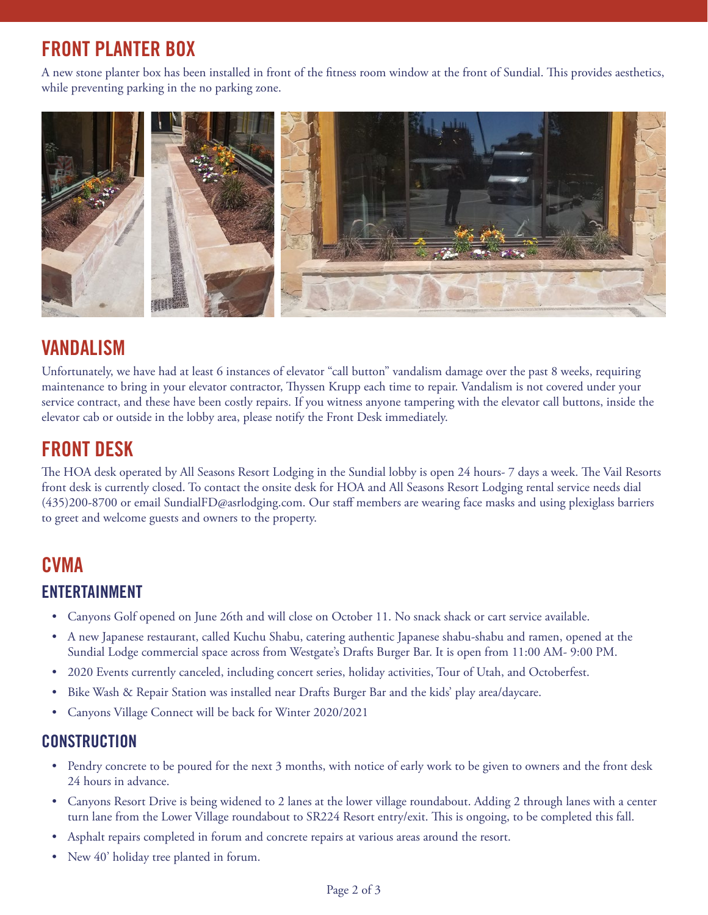## FRONT PLANTER BOX

A new stone planter box has been installed in front of the fitness room window at the front of Sundial. This provides aesthetics, while preventing parking in the no parking zone.

## VANDALISM

Unfortunately, we have had at least 6 instances of elevator "call button" vandalism damage over the past 8 weeks, requiring maintenance to bring in your elevator contractor, Thyssen Krupp each time to repair. Vandalism is not covered under your service contract, and these have been costly repairs. If you witness anyone tampering with the elevator call buttons, inside the elevator cab or outside in the lobby area, please notify the Front Desk immediately.

## FRONT DESK

The HOA desk operated by All Seasons Resort Lodging in the Sundial lobby is open 24 hours- 7 days a week. The Vail Resorts front desk is currently closed. To contact the onsite desk for HOA and All Seasons Resort Lodging rental service needs dial (435)200-8700 or email SundialFD@asrlodging.com. Our staff members are wearing face masks and using plexiglass barriers to greet and welcome guests and owners to the property.

## CVMA

### ENTERTAINMENT

- Canyons Golf opened on June 26th and will close on October 11. No snack shack or cart service available.
- A new Japanese restaurant, called Kuchu Shabu, catering authentic Japanese shabu-shabu and ramen, opened at the Sundial Lodge commercial space across from Westgate's Drafts Burger Bar. It is open from 11:00 AM- 9:00 PM.
- 2020 Events currently canceled, including concert series, holiday activities, Tour of Utah, and Octoberfest.
- Bike Wash & Repair Station was installed near Drafts Burger Bar and the kids' play area/daycare.
- Canyons Village Connect will be back for Winter 2020/2021

### CONSTRUCTION

- Pendry concrete to be poured for the next 3 months, with notice of early work to be given to owners and the front desk 24 hours in advance.
- Canyons Resort Drive is being widened to 2 lanes at the lower village roundabout. Adding 2 through lanes with a center turn lane from the Lower Village roundabout to SR224 Resort entry/exit. This is ongoing, to be completed this fall.
- Asphalt repairs completed in forum and concrete repairs at various areas around the resort.
- New 40' holiday tree planted in forum.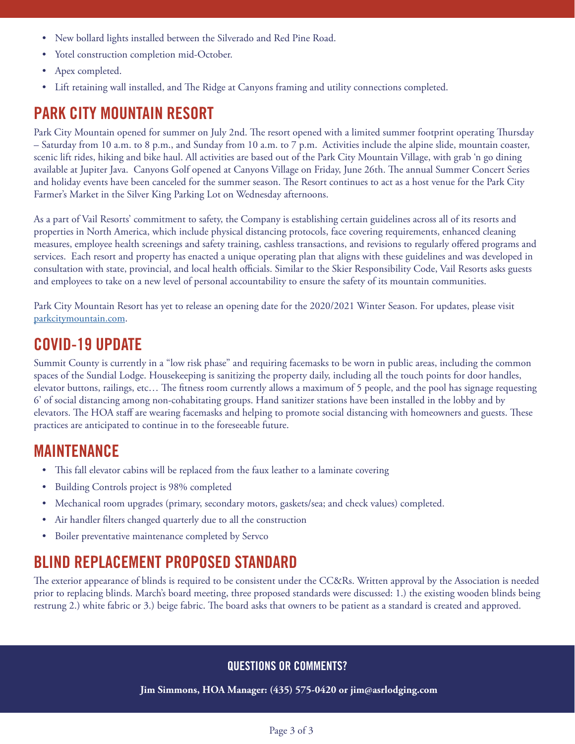- New bollard lights installed between the Silverado and Red Pine Road.
- Yotel construction completion mid-October.
- Apex completed.
- Lift retaining wall installed, and The Ridge at Canyons framing and utility connections completed.

## PARK CITY MOUNTAIN RESORT

Park City Mountain opened for summer on July 2nd. The resort opened with a limited summer footprint operating Thursday – Saturday from 10 a.m. to 8 p.m., and Sunday from 10 a.m. to 7 p.m. Activities include the alpine slide, mountain coaster, scenic lift rides, hiking and bike haul. All activities are based out of the Park City Mountain Village, with grab 'n go dining available at Jupiter Java. Canyons Golf opened at Canyons Village on Friday, June 26th. The annual Summer Concert Series and holiday events have been canceled for the summer season. The Resort continues to act as a host venue for the Park City Farmer's Market in the Silver King Parking Lot on Wednesday afternoons.

As a part of Vail Resorts' commitment to safety, the Company is establishing certain guidelines across all of its resorts and properties in North America, which include physical distancing protocols, face covering requirements, enhanced cleaning measures, employee health screenings and safety training, cashless transactions, and revisions to regularly offered programs and services. Each resort and property has enacted a unique operating plan that aligns with these guidelines and was developed in consultation with state, provincial, and local health officials. Similar to the Skier Responsibility Code, Vail Resorts asks guests and employees to take on a new level of personal accountability to ensure the safety of its mountain communities.

Park City Mountain Resort has yet to release an opening date for the 2020/2021 Winter Season. For updates, please visit [parkcitymountain.com](parkcitymountain.com).

## COVID-19 UPDATE

Summit County is currently in a "low risk phase" and requiring facemasks to be worn in public areas, including the common spaces of the Sundial Lodge. Housekeeping is sanitizing the property daily, including all the touch points for door handles, elevator buttons, railings, etc… The fitness room currently allows a maximum of 5 people, and the pool has signage requesting 6' of social distancing among non-cohabitating groups. Hand sanitizer stations have been installed in the lobby and by elevators. The HOA staff are wearing facemasks and helping to promote social distancing with homeowners and guests. These practices are anticipated to continue in to the foreseeable future.

## MAINTENANCE

- This fall elevator cabins will be replaced from the faux leather to a laminate covering
- Building Controls project is 98% completed
- Mechanical room upgrades (primary, secondary motors, gaskets/sea; and check values) completed.
- Air handler filters changed quarterly due to all the construction
- Boiler preventative maintenance completed by Servco

## BLIND REPLACEMENT PROPOSED STANDARD

The exterior appearance of blinds is required to be consistent under the CC&Rs. Written approval by the Association is needed prior to replacing blinds. March's board meeting, three proposed standards were discussed: 1.) the existing wooden blinds being restrung 2.) white fabric or 3.) beige fabric. The board asks that owners to be patient as a standard is created and approved.

### QUESTIONS OR COMMENTS?

**Jim Simmons, HOA Manager: (435) 575-0420 or jim@asrlodging.com**